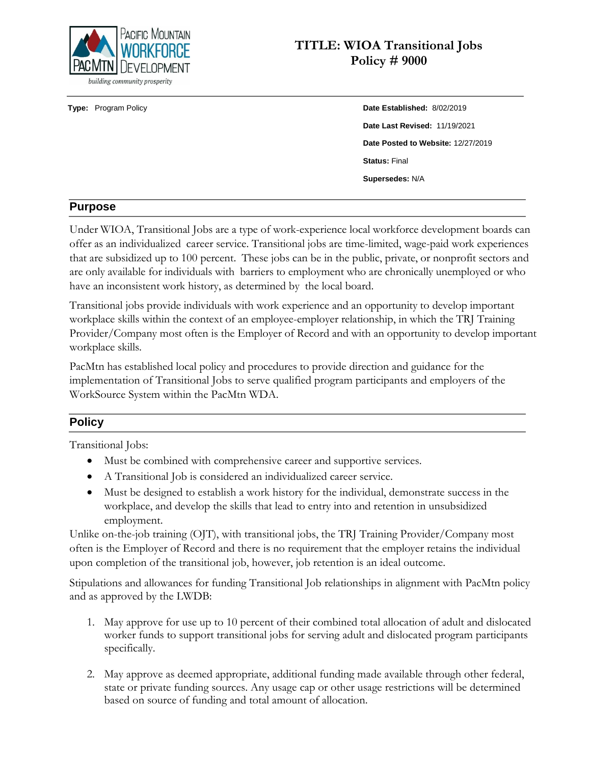Pacific Mountain Workforce Development

PacMtn

*building community prosperity*

# TITLE: WIOA Transitional Jobs Policy # 9000

**Type:** Program Policy

**Date Established:** 8/02/2019

**Date Last Revised:** 11/19/2021

**Date Posted to Website:** 12/27/2019

**Status:** Final

**Supersedes:** N/A

## Purpose

Under WIOA, Transitional Jobs are a type of work-experience local workforce development boards can offer as an individualized career service. Transitional jobs are time-limited, wage-paid work experiences that are subsidized up to 100 percent. These jobs can be in the public, private, or nonprofit sectors and are only available for individuals with barriers to employment who are chronically unemployed or who have an inconsistent work history, as determined by the local board.

Transitional jobs provide individuals with work experience and an opportunity to develop important workplace skills within the context of an employee-employer relationship, in which the TRJ Training Provider/Company most often is the Employer of Record and with an opportunity to develop important workplace skills.

PacMtn has established local policy and procedures to provide direction and guidance for the implementation of Transitional Jobs to serve qualified program participants and employers of the WorkSource System within the PacMtn WDA.

## Policy

Transitional Jobs:

- Must be combined with comprehensive career and supportive services.
- A Transitional Job is considered an individualized career service.
- Must be designed to establish a work history for the individual, demonstrate success in the workplace, and develop the skills that lead to entry into and retention in unsubsidized employment.

Unlike on-the-job training (OJT), with transitional jobs, the TRJ Training Provider/Company most often is the Employer of Record and there is no requirement that the employer retains the individual upon completion of the transitional job, however, job retention is an ideal outcome.

Stipulations and allowances for funding Transitional Job relationships in alignment with PacMtn policy and as approved by the LWDB:

1. May approve for use up to 10 percent of their combined total allocation of adult and dislocated worker funds to support transitional jobs for serving adult and dislocated program participants specifically.

2. May approve as deemed appropriate, additional funding made available through other federal, state or private funding sources. Any usage cap or other usage restrictions will be determined based on source of funding and total amount of allocation.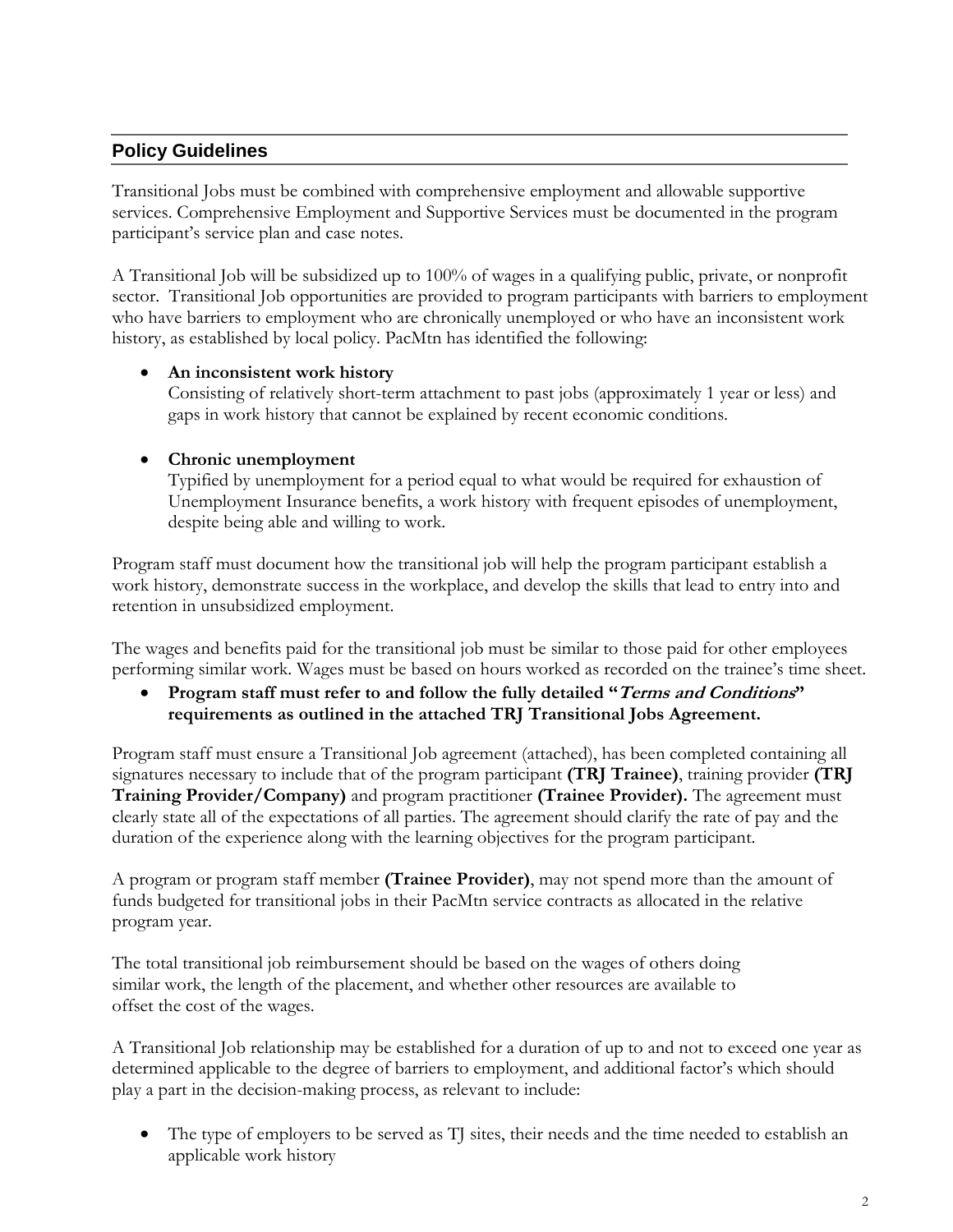## Policy Guidelines

Transitional Jobs must be combined with comprehensive employment and allowable supportive services. Comprehensive Employment and Supportive Services must be documented in the program participant's service plan and case notes.

A Transitional Job will be subsidized up to 100% of wages in a qualifying public, private, or nonprofit sector. Transitional Job opportunities are provided to program participants with barriers to employment who have barriers to employment who are chronically unemployed or who have an inconsistent work history, as established by local policy. PacMtn has identified the following:

- **An inconsistent work history**
  Consisting of relatively short-term attachment to past jobs (approximately 1 year or less) and gaps in work history that cannot be explained by recent economic conditions.

- **Chronic unemployment**
  Typified by unemployment for a period equal to what would be required for exhaustion of Unemployment Insurance benefits, a work history with frequent episodes of unemployment, despite being able and willing to work.

Program staff must document how the transitional job will help the program participant establish a work history, demonstrate success in the workplace, and develop the skills that lead to entry into and retention in unsubsidized employment.

The wages and benefits paid for the transitional job must be similar to those paid for other employees performing similar work. Wages must be based on hours worked as recorded on the trainee's time sheet.

- **Program staff must refer to and follow the fully detailed "*Terms and Conditions*" requirements as outlined in the attached TRJ Transitional Jobs Agreement.**

Program staff must ensure a Transitional Job agreement (attached), has been completed containing all signatures necessary to include that of the program participant **(TRJ Trainee)**, training provider **(TRJ Training Provider/Company)** and program practitioner **(Trainee Provider).** The agreement must clearly state all of the expectations of all parties. The agreement should clarify the rate of pay and the duration of the experience along with the learning objectives for the program participant.

A program or program staff member **(Trainee Provider)**, may not spend more than the amount of funds budgeted for transitional jobs in their PacMtn service contracts as allocated in the relative program year.

The total transitional job reimbursement should be based on the wages of others doing similar work, the length of the placement, and whether other resources are available to offset the cost of the wages.

A Transitional Job relationship may be established for a duration of up to and not to exceed one year as determined applicable to the degree of barriers to employment, and additional factor's which should play a part in the decision-making process, as relevant to include:

- The type of employers to be served as TJ sites, their needs and the time needed to establish an applicable work history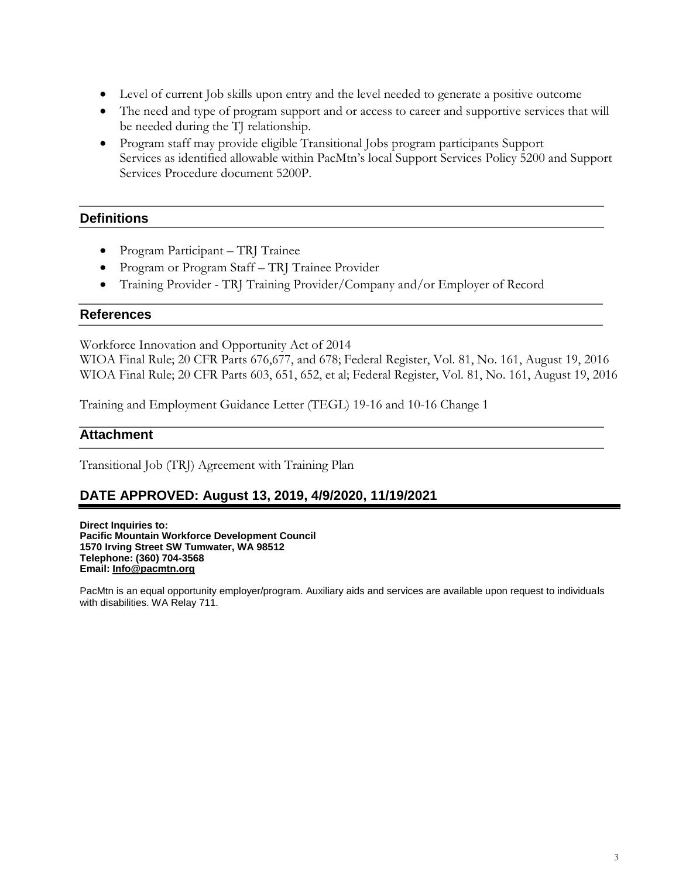- Level of current Job skills upon entry and the level needed to generate a positive outcome
- The need and type of program support and or access to career and supportive services that will be needed during the TJ relationship.
- Program staff may provide eligible Transitional Jobs program participants Support Services as identified allowable within PacMtn's local Support Services Policy 5200 and Support Services Procedure document 5200P.

## Definitions

- Program Participant – TRJ Trainee
- Program or Program Staff – TRJ Trainee Provider
- Training Provider - TRJ Training Provider/Company and/or Employer of Record

## References

Workforce Innovation and Opportunity Act of 2014
WIOA Final Rule; 20 CFR Parts 676,677, and 678; Federal Register, Vol. 81, No. 161, August 19, 2016
WIOA Final Rule; 20 CFR Parts 603, 651, 652, et al; Federal Register, Vol. 81, No. 161, August 19, 2016

Training and Employment Guidance Letter (TEGL) 19-16 and 10-16 Change 1

## Attachment

Transitional Job (TRJ) Agreement with Training Plan

## DATE APPROVED: August 13, 2019, 4/9/2020, 11/19/2021

**Direct Inquiries to:**
**Pacific Mountain Workforce Development Council**
**1570 Irving Street SW Tumwater, WA 98512**
**Telephone: (360) 704-3568**
**Email: Info@pacmtn.org**

PacMtn is an equal opportunity employer/program. Auxiliary aids and services are available upon request to individuals with disabilities. WA Relay 711.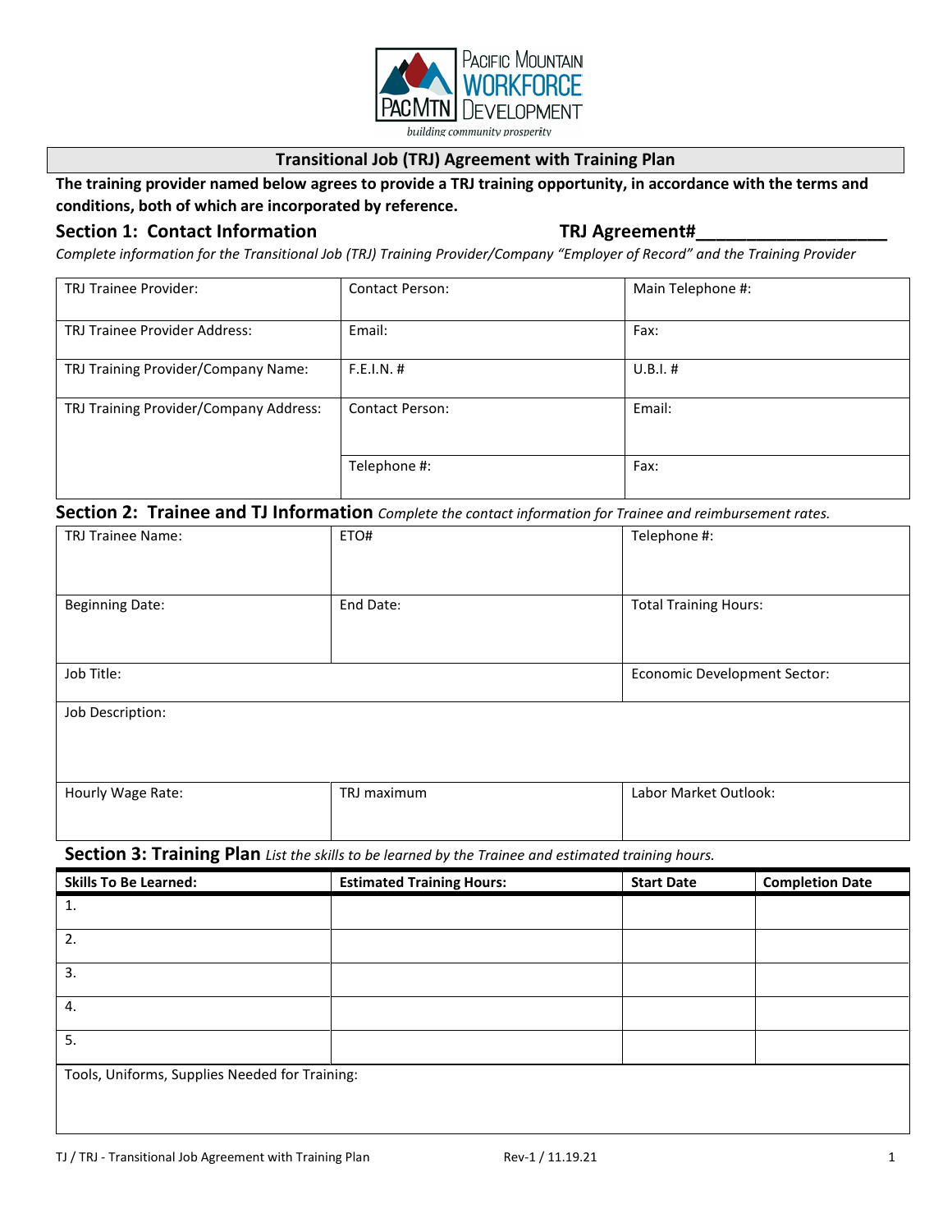Pacific Mountain Workforce Development

building community prosperity

## Transitional Job (TRJ) Agreement with Training Plan

**The training provider named below agrees to provide a TRJ training opportunity, in accordance with the terms and conditions, both of which are incorporated by reference.**

### Section 1: Contact Information

**TRJ Agreement#___________________**

*Complete information for the Transitional Job (TRJ) Training Provider/Company "Employer of Record" and the Training Provider*

| | | |
|---|---|---|
| TRJ Trainee Provider: | Contact Person: | Main Telephone #: |
| TRJ Trainee Provider Address: | Email: | Fax: |
| TRJ Training Provider/Company Name: | F.E.I.N. # | U.B.I. # |
| TRJ Training Provider/Company Address: | Contact Person: | Email: |
| | Telephone #: | Fax: |

### Section 2: Trainee and TJ Information

*Complete the contact information for Trainee and reimbursement rates.*

| | | |
|---|---|---|
| TRJ Trainee Name: | ETO# | Telephone #: |
| Beginning Date: | End Date: | Total Training Hours: |
| Job Title: | | Economic Development Sector: |
| Job Description: | | |
| Hourly Wage Rate: | TRJ maximum | Labor Market Outlook: |

### Section 3: Training Plan

*List the skills to be learned by the Trainee and estimated training hours.*

| Skills To Be Learned: | Estimated Training Hours: | Start Date | Completion Date |
|---|---|---|---|
| 1. | | | |
| 2. | | | |
| 3. | | | |
| 4. | | | |
| 5. | | | |

Tools, Uniforms, Supplies Needed for Training:

TJ / TRJ - Transitional Job Agreement with Training Plan Rev-1 / 11.19.21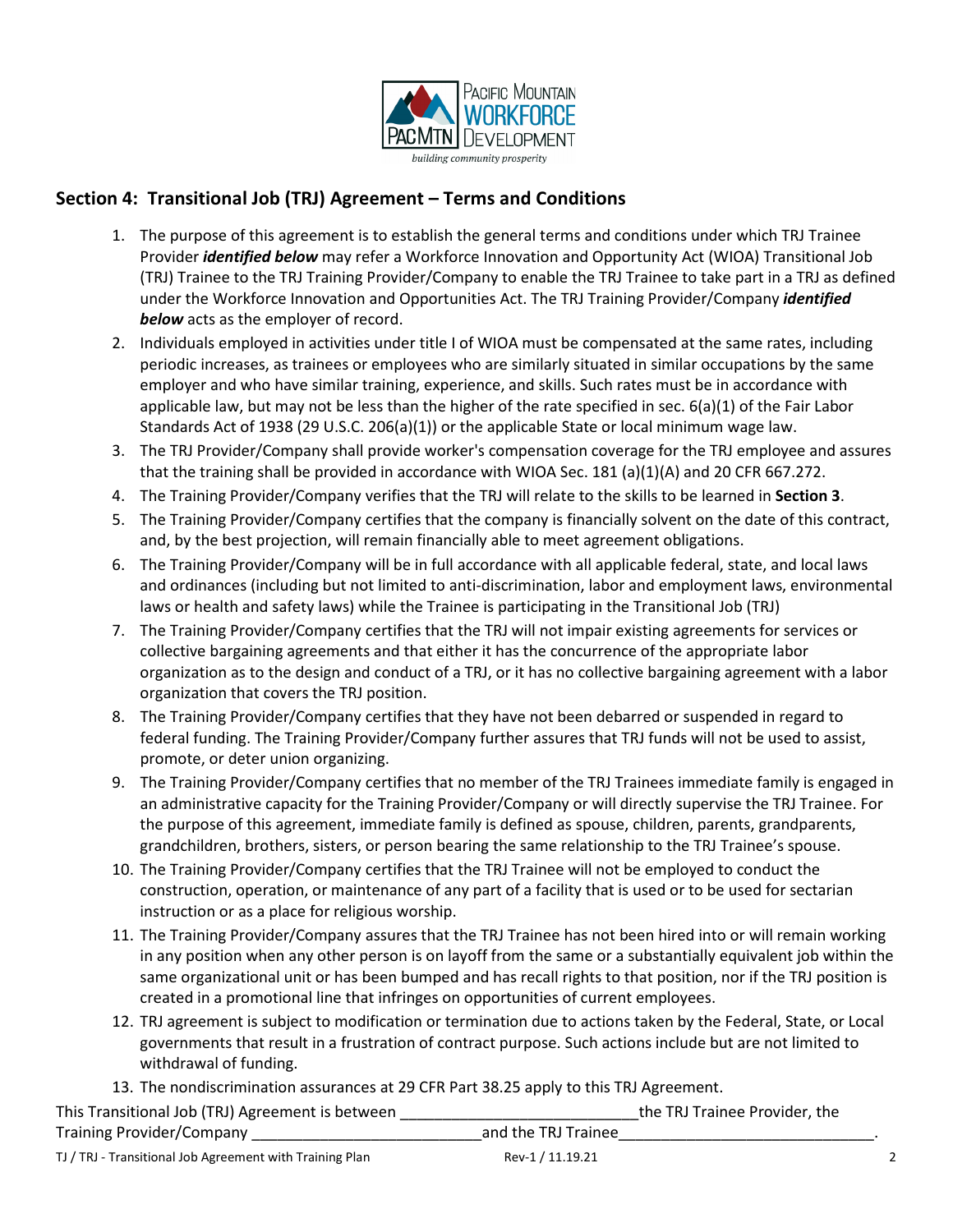## Section 4: Transitional Job (TRJ) Agreement – Terms and Conditions

1. The purpose of this agreement is to establish the general terms and conditions under which TRJ Trainee Provider ***identified below*** may refer a Workforce Innovation and Opportunity Act (WIOA) Transitional Job (TRJ) Trainee to the TRJ Training Provider/Company to enable the TRJ Trainee to take part in a TRJ as defined under the Workforce Innovation and Opportunities Act. The TRJ Training Provider/Company ***identified below*** acts as the employer of record.
2. Individuals employed in activities under title I of WIOA must be compensated at the same rates, including periodic increases, as trainees or employees who are similarly situated in similar occupations by the same employer and who have similar training, experience, and skills. Such rates must be in accordance with applicable law, but may not be less than the higher of the rate specified in sec. 6(a)(1) of the Fair Labor Standards Act of 1938 (29 U.S.C. 206(a)(1)) or the applicable State or local minimum wage law.
3. The TRJ Provider/Company shall provide worker's compensation coverage for the TRJ employee and assures that the training shall be provided in accordance with WIOA Sec. 181 (a)(1)(A) and 20 CFR 667.272.
4. The Training Provider/Company verifies that the TRJ will relate to the skills to be learned in **Section 3**.
5. The Training Provider/Company certifies that the company is financially solvent on the date of this contract, and, by the best projection, will remain financially able to meet agreement obligations.
6. The Training Provider/Company will be in full accordance with all applicable federal, state, and local laws and ordinances (including but not limited to anti-discrimination, labor and employment laws, environmental laws or health and safety laws) while the Trainee is participating in the Transitional Job (TRJ)
7. The Training Provider/Company certifies that the TRJ will not impair existing agreements for services or collective bargaining agreements and that either it has the concurrence of the appropriate labor organization as to the design and conduct of a TRJ, or it has no collective bargaining agreement with a labor organization that covers the TRJ position.
8. The Training Provider/Company certifies that they have not been debarred or suspended in regard to federal funding. The Training Provider/Company further assures that TRJ funds will not be used to assist, promote, or deter union organizing.
9. The Training Provider/Company certifies that no member of the TRJ Trainees immediate family is engaged in an administrative capacity for the Training Provider/Company or will directly supervise the TRJ Trainee. For the purpose of this agreement, immediate family is defined as spouse, children, parents, grandparents, grandchildren, brothers, sisters, or person bearing the same relationship to the TRJ Trainee's spouse.
10. The Training Provider/Company certifies that the TRJ Trainee will not be employed to conduct the construction, operation, or maintenance of any part of a facility that is used or to be used for sectarian instruction or as a place for religious worship.
11. The Training Provider/Company assures that the TRJ Trainee has not been hired into or will remain working in any position when any other person is on layoff from the same or a substantially equivalent job within the same organizational unit or has been bumped and has recall rights to that position, nor if the TRJ position is created in a promotional line that infringes on opportunities of current employees.
12. TRJ agreement is subject to modification or termination due to actions taken by the Federal, State, or Local governments that result in a frustration of contract purpose. Such actions include but are not limited to withdrawal of funding.
13. The nondiscrimination assurances at 29 CFR Part 38.25 apply to this TRJ Agreement.

This Transitional Job (TRJ) Agreement is between ____________________________the TRJ Trainee Provider, the Training Provider/Company ___________________________and the TRJ Trainee______________________________.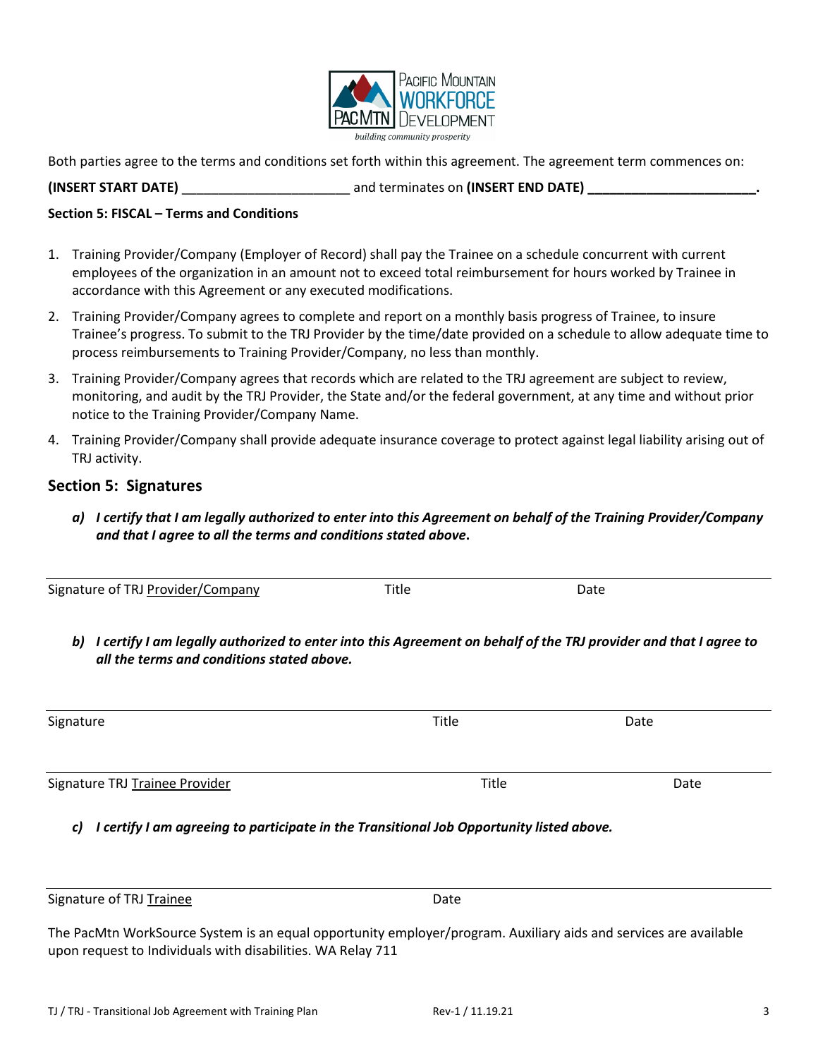Both parties agree to the terms and conditions set forth within this agreement. The agreement term commences on:

**(INSERT START DATE)** ______________________ and terminates on **(INSERT END DATE) ______________________.**

**Section 5: FISCAL – Terms and Conditions**

1. Training Provider/Company (Employer of Record) shall pay the Trainee on a schedule concurrent with current employees of the organization in an amount not to exceed total reimbursement for hours worked by Trainee in accordance with this Agreement or any executed modifications.
2. Training Provider/Company agrees to complete and report on a monthly basis progress of Trainee, to insure Trainee's progress. To submit to the TRJ Provider by the time/date provided on a schedule to allow adequate time to process reimbursements to Training Provider/Company, no less than monthly.
3. Training Provider/Company agrees that records which are related to the TRJ agreement are subject to review, monitoring, and audit by the TRJ Provider, the State and/or the federal government, at any time and without prior notice to the Training Provider/Company Name.
4. Training Provider/Company shall provide adequate insurance coverage to protect against legal liability arising out of TRJ activity.

## Section 5: Signatures

***a) I certify that I am legally authorized to enter into this Agreement on behalf of the Training Provider/Company and that I agree to all the terms and conditions stated above.***

___________________________________________________________________

Signature of TRJ Provider/Company | Title | Date

***b) I certify I am legally authorized to enter into this Agreement on behalf of the TRJ provider and that I agree to all the terms and conditions stated above.***

___________________________________________________________________

Signature | Title | Date

___________________________________________________________________

Signature TRJ Trainee Provider | Title | Date

***c) I certify I am agreeing to participate in the Transitional Job Opportunity listed above.***

___________________________________________________________________

Signature of TRJ Trainee | Date

The PacMtn WorkSource System is an equal opportunity employer/program. Auxiliary aids and services are available upon request to Individuals with disabilities. WA Relay 711